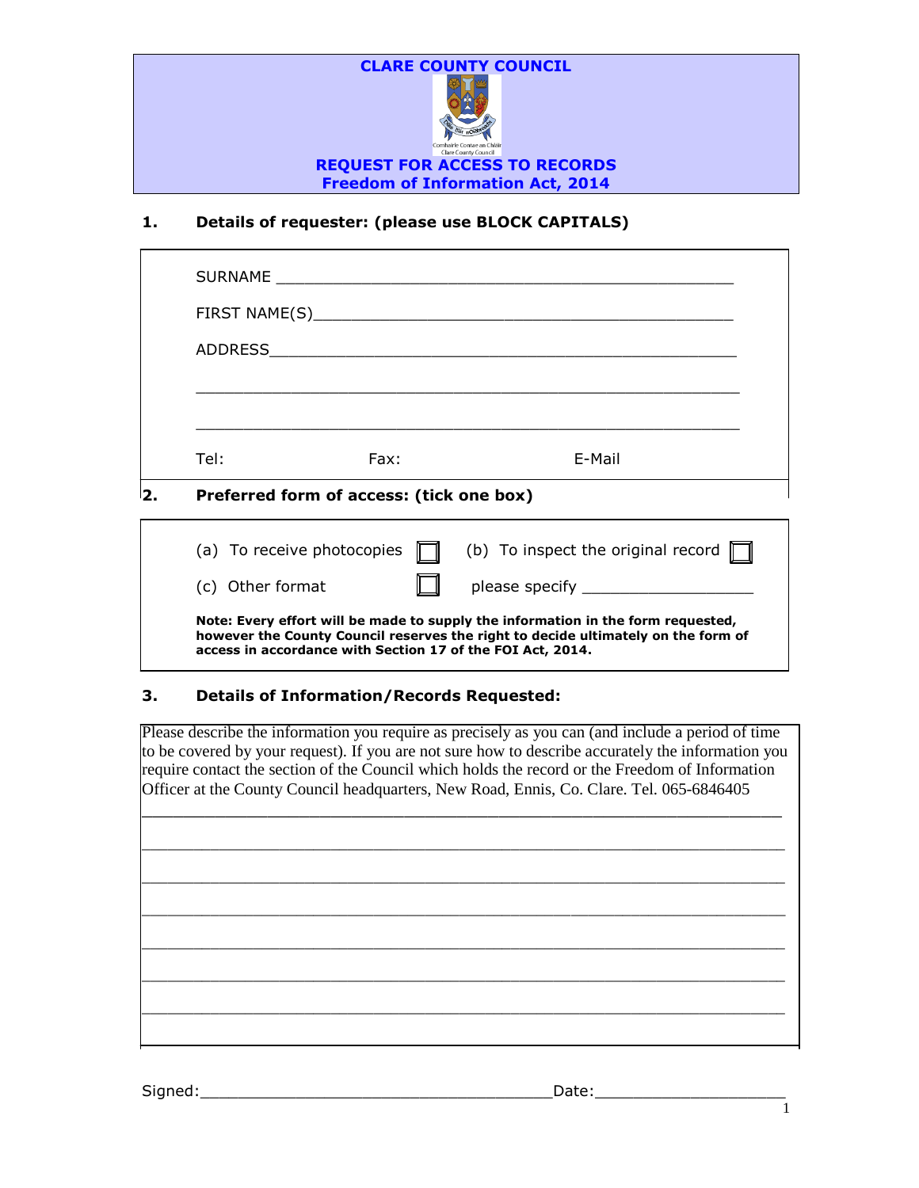# CLARE COUNTY COUNCIL

Comhairle Contae an Chláir
Clare County Council

## REQUEST FOR ACCESS TO RECORDS
## Freedom of Information Act, 2014

### 1. Details of requester: (please use BLOCK CAPITALS)

SURNAME ________________________________________________

FIRST NAME(S)____________________________________________

ADDRESS_________________________________________________

_________________________________________________________

_________________________________________________________

Tel: Fax: E-Mail

### 2. Preferred form of access: (tick one box)

(a) To receive photocopies ☐ (b) To inspect the original record ☐

(c) Other format ☐ please specify __________________

**Note: Every effort will be made to supply the information in the form requested, however the County Council reserves the right to decide ultimately on the form of access in accordance with Section 17 of the FOI Act, 2014.**

### 3. Details of Information/Records Requested:

Please describe the information you require as precisely as you can (and include a period of time to be covered by your request). If you are not sure how to describe accurately the information you require contact the section of the Council which holds the record or the Freedom of Information Officer at the County Council headquarters, New Road, Ennis, Co. Clare. Tel. 065-6846405

_________________________________________________________

_________________________________________________________

_________________________________________________________

_________________________________________________________

_________________________________________________________

_________________________________________________________

_________________________________________________________

Signed:____________________________________Date:____________________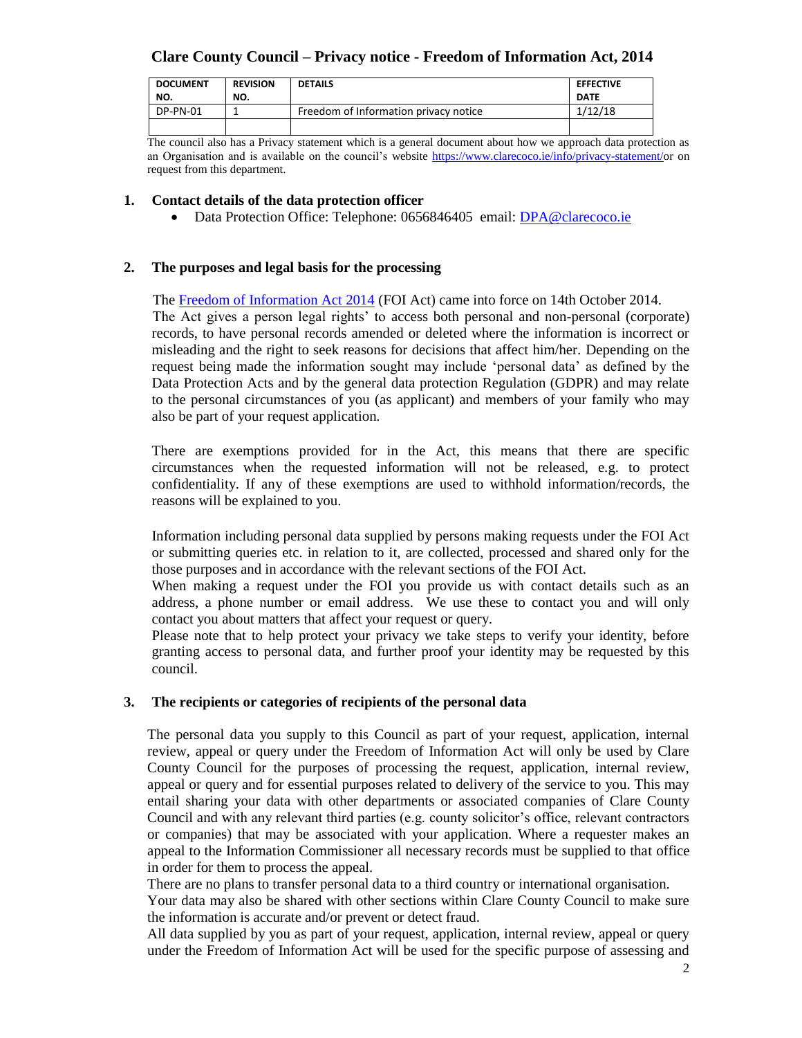# Clare County Council – Privacy notice - Freedom of Information Act, 2014

| DOCUMENT NO. | REVISION NO. | DETAILS | EFFECTIVE DATE |
|---|---|---|---|
| DP-PN-01 | 1 | Freedom of Information privacy notice | 1/12/18 |
| | | | |

The council also has a Privacy statement which is a general document about how we approach data protection as an Organisation and is available on the council's website https://www.clarecoco.ie/info/privacy-statement/or on request from this department.

## 1. Contact details of the data protection officer

- Data Protection Office: Telephone: 0656846405 email: DPA@clarecoco.ie

## 2. The purposes and legal basis for the processing

The Freedom of Information Act 2014 (FOI Act) came into force on 14th October 2014.
The Act gives a person legal rights' to access both personal and non-personal (corporate) records, to have personal records amended or deleted where the information is incorrect or misleading and the right to seek reasons for decisions that affect him/her. Depending on the request being made the information sought may include 'personal data' as defined by the Data Protection Acts and by the general data protection Regulation (GDPR) and may relate to the personal circumstances of you (as applicant) and members of your family who may also be part of your request application.

There are exemptions provided for in the Act, this means that there are specific circumstances when the requested information will not be released, e.g. to protect confidentiality. If any of these exemptions are used to withhold information/records, the reasons will be explained to you.

Information including personal data supplied by persons making requests under the FOI Act or submitting queries etc. in relation to it, are collected, processed and shared only for the those purposes and in accordance with the relevant sections of the FOI Act.
When making a request under the FOI you provide us with contact details such as an address, a phone number or email address. We use these to contact you and will only contact you about matters that affect your request or query.
Please note that to help protect your privacy we take steps to verify your identity, before granting access to personal data, and further proof your identity may be requested by this council.

## 3. The recipients or categories of recipients of the personal data

The personal data you supply to this Council as part of your request, application, internal review, appeal or query under the Freedom of Information Act will only be used by Clare County Council for the purposes of processing the request, application, internal review, appeal or query and for essential purposes related to delivery of the service to you. This may entail sharing your data with other departments or associated companies of Clare County Council and with any relevant third parties (e.g. county solicitor's office, relevant contractors or companies) that may be associated with your application. Where a requester makes an appeal to the Information Commissioner all necessary records must be supplied to that office in order for them to process the appeal.
There are no plans to transfer personal data to a third country or international organisation.
Your data may also be shared with other sections within Clare County Council to make sure the information is accurate and/or prevent or detect fraud.
All data supplied by you as part of your request, application, internal review, appeal or query under the Freedom of Information Act will be used for the specific purpose of assessing and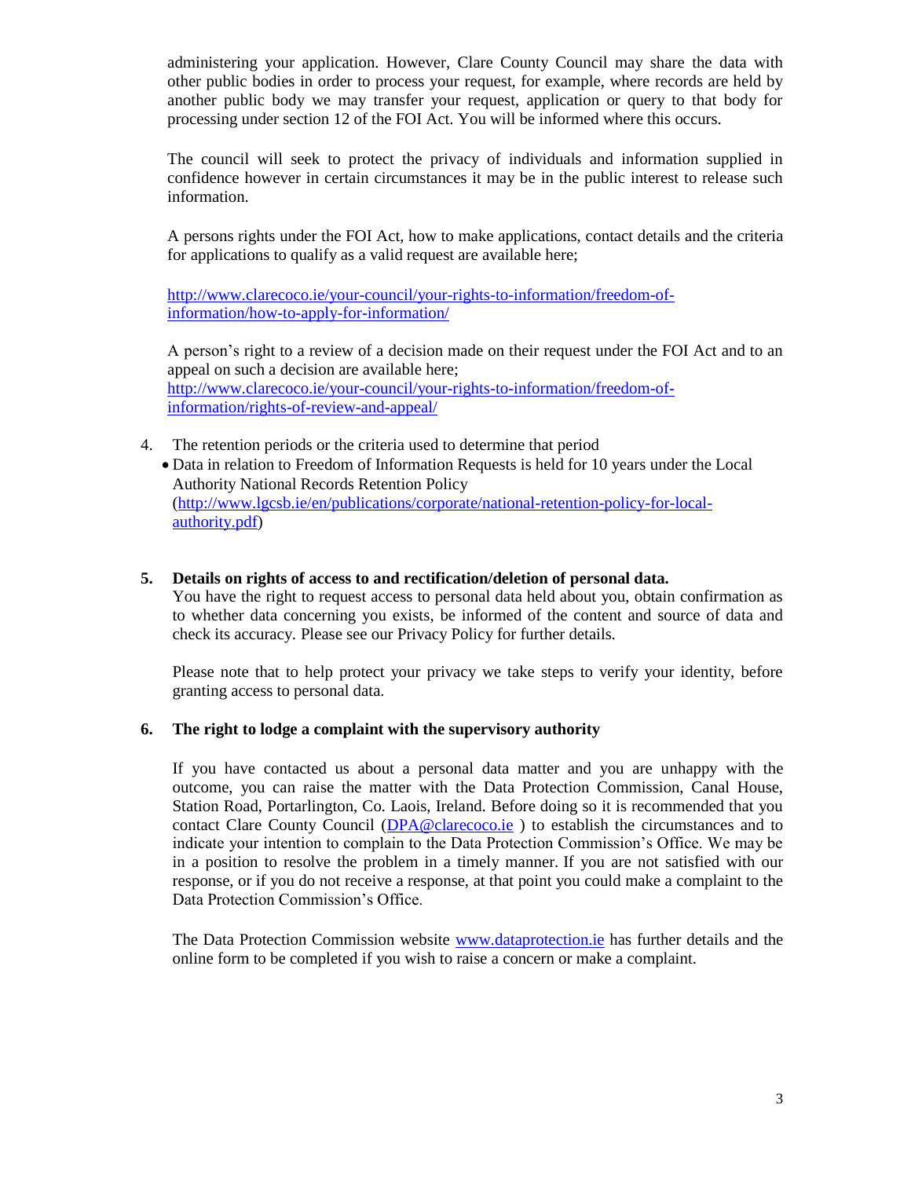administering your application. However, Clare County Council may share the data with other public bodies in order to process your request, for example, where records are held by another public body we may transfer your request, application or query to that body for processing under section 12 of the FOI Act. You will be informed where this occurs.

The council will seek to protect the privacy of individuals and information supplied in confidence however in certain circumstances it may be in the public interest to release such information.

A persons rights under the FOI Act, how to make applications, contact details and the criteria for applications to qualify as a valid request are available here;

[http://www.clarecoco.ie/your-council/your-rights-to-information/freedom-of-information/how-to-apply-for-information/](http://www.clarecoco.ie/your-council/your-rights-to-information/freedom-of-information/how-to-apply-for-information/)

A person's right to a review of a decision made on their request under the FOI Act and to an appeal on such a decision are available here;
[http://www.clarecoco.ie/your-council/your-rights-to-information/freedom-of-information/rights-of-review-and-appeal/](http://www.clarecoco.ie/your-council/your-rights-to-information/freedom-of-information/rights-of-review-and-appeal/)

4. The retention periods or the criteria used to determine that period
   - Data in relation to Freedom of Information Requests is held for 10 years under the Local Authority National Records Retention Policy ([http://www.lgcsb.ie/en/publications/corporate/national-retention-policy-for-local-authority.pdf](http://www.lgcsb.ie/en/publications/corporate/national-retention-policy-for-local-authority.pdf))

**5. Details on rights of access to and rectification/deletion of personal data.**

You have the right to request access to personal data held about you, obtain confirmation as to whether data concerning you exists, be informed of the content and source of data and check its accuracy. Please see our Privacy Policy for further details.

Please note that to help protect your privacy we take steps to verify your identity, before granting access to personal data.

**6. The right to lodge a complaint with the supervisory authority**

If you have contacted us about a personal data matter and you are unhappy with the outcome, you can raise the matter with the Data Protection Commission, Canal House, Station Road, Portarlington, Co. Laois, Ireland. Before doing so it is recommended that you contact Clare County Council ([DPA@clarecoco.ie](mailto:DPA@clarecoco.ie) ) to establish the circumstances and to indicate your intention to complain to the Data Protection Commission's Office. We may be in a position to resolve the problem in a timely manner. If you are not satisfied with our response, or if you do not receive a response, at that point you could make a complaint to the Data Protection Commission's Office.

The Data Protection Commission website [www.dataprotection.ie](http://www.dataprotection.ie) has further details and the online form to be completed if you wish to raise a concern or make a complaint.